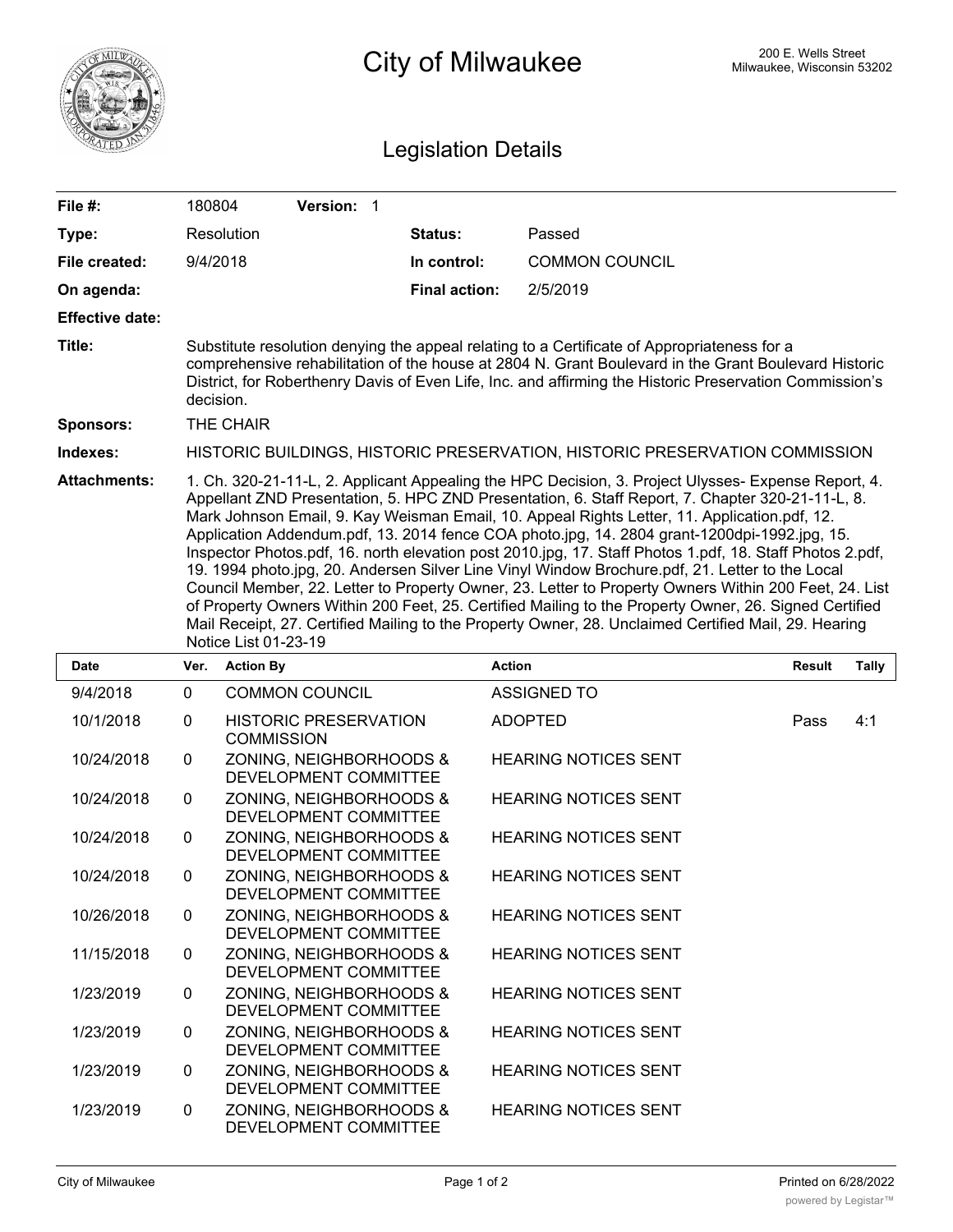# City of Milwaukee

200 E. Wells Street
Milwaukee, Wisconsin 53202

## Legislation Details

| | | | |
|---|---|---|---|
| **File #:** | 180804 **Version:** 1 | | |
| **Type:** | Resolution | **Status:** | Passed |
| **File created:** | 9/4/2018 | **In control:** | COMMON COUNCIL |
| **On agenda:** | | **Final action:** | 2/5/2019 |
| **Effective date:** | | | |

**Title:** Substitute resolution denying the appeal relating to a Certificate of Appropriateness for a comprehensive rehabilitation of the house at 2804 N. Grant Boulevard in the Grant Boulevard Historic District, for Roberthenry Davis of Even Life, Inc. and affirming the Historic Preservation Commission's decision.

**Sponsors:** THE CHAIR

**Indexes:** HISTORIC BUILDINGS, HISTORIC PRESERVATION, HISTORIC PRESERVATION COMMISSION

**Attachments:** 1. Ch. 320-21-11-L, 2. Applicant Appealing the HPC Decision, 3. Project Ulysses- Expense Report, 4. Appellant ZND Presentation, 5. HPC ZND Presentation, 6. Staff Report, 7. Chapter 320-21-11-L, 8. Mark Johnson Email, 9. Kay Weisman Email, 10. Appeal Rights Letter, 11. Application.pdf, 12. Application Addendum.pdf, 13. 2014 fence COA photo.jpg, 14. 2804 grant-1200dpi-1992.jpg, 15. Inspector Photos.pdf, 16. north elevation post 2010.jpg, 17. Staff Photos 1.pdf, 18. Staff Photos 2.pdf, 19. 1994 photo.jpg, 20. Andersen Silver Line Vinyl Window Brochure.pdf, 21. Letter to the Local Council Member, 22. Letter to Property Owner, 23. Letter to Property Owners Within 200 Feet, 24. List of Property Owners Within 200 Feet, 25. Certified Mailing to the Property Owner, 26. Signed Certified Mail Receipt, 27. Certified Mailing to the Property Owner, 28. Unclaimed Certified Mail, 29. Hearing Notice List 01-23-19

| Date | Ver. | Action By | Action | Result | Tally |
|---|---|---|---|---|---|
| 9/4/2018 | 0 | COMMON COUNCIL | ASSIGNED TO | | |
| 10/1/2018 | 0 | HISTORIC PRESERVATION COMMISSION | ADOPTED | Pass | 4:1 |
| 10/24/2018 | 0 | ZONING, NEIGHBORHOODS & DEVELOPMENT COMMITTEE | HEARING NOTICES SENT | | |
| 10/24/2018 | 0 | ZONING, NEIGHBORHOODS & DEVELOPMENT COMMITTEE | HEARING NOTICES SENT | | |
| 10/24/2018 | 0 | ZONING, NEIGHBORHOODS & DEVELOPMENT COMMITTEE | HEARING NOTICES SENT | | |
| 10/24/2018 | 0 | ZONING, NEIGHBORHOODS & DEVELOPMENT COMMITTEE | HEARING NOTICES SENT | | |
| 10/26/2018 | 0 | ZONING, NEIGHBORHOODS & DEVELOPMENT COMMITTEE | HEARING NOTICES SENT | | |
| 11/15/2018 | 0 | ZONING, NEIGHBORHOODS & DEVELOPMENT COMMITTEE | HEARING NOTICES SENT | | |
| 1/23/2019 | 0 | ZONING, NEIGHBORHOODS & DEVELOPMENT COMMITTEE | HEARING NOTICES SENT | | |
| 1/23/2019 | 0 | ZONING, NEIGHBORHOODS & DEVELOPMENT COMMITTEE | HEARING NOTICES SENT | | |
| 1/23/2019 | 0 | ZONING, NEIGHBORHOODS & DEVELOPMENT COMMITTEE | HEARING NOTICES SENT | | |
| 1/23/2019 | 0 | ZONING, NEIGHBORHOODS & DEVELOPMENT COMMITTEE | HEARING NOTICES SENT | | |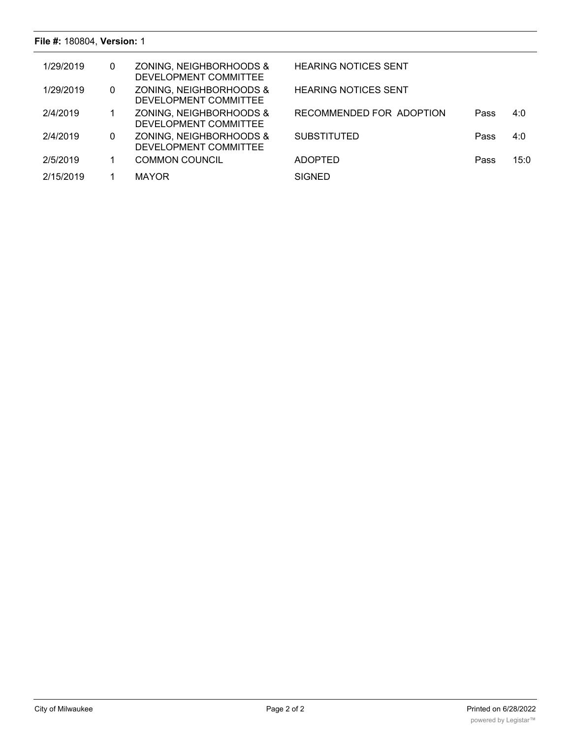**File #:** 180804, **Version:** 1

| | | | | | |
|---|---|---|---|---|---|
| 1/29/2019 | 0 | ZONING, NEIGHBORHOODS & DEVELOPMENT COMMITTEE | HEARING NOTICES SENT | | |
| 1/29/2019 | 0 | ZONING, NEIGHBORHOODS & DEVELOPMENT COMMITTEE | HEARING NOTICES SENT | | |
| 2/4/2019 | 1 | ZONING, NEIGHBORHOODS & DEVELOPMENT COMMITTEE | RECOMMENDED FOR ADOPTION | Pass | 4:0 |
| 2/4/2019 | 0 | ZONING, NEIGHBORHOODS & DEVELOPMENT COMMITTEE | SUBSTITUTED | Pass | 4:0 |
| 2/5/2019 | 1 | COMMON COUNCIL | ADOPTED | Pass | 15:0 |
| 2/15/2019 | 1 | MAYOR | SIGNED | | |